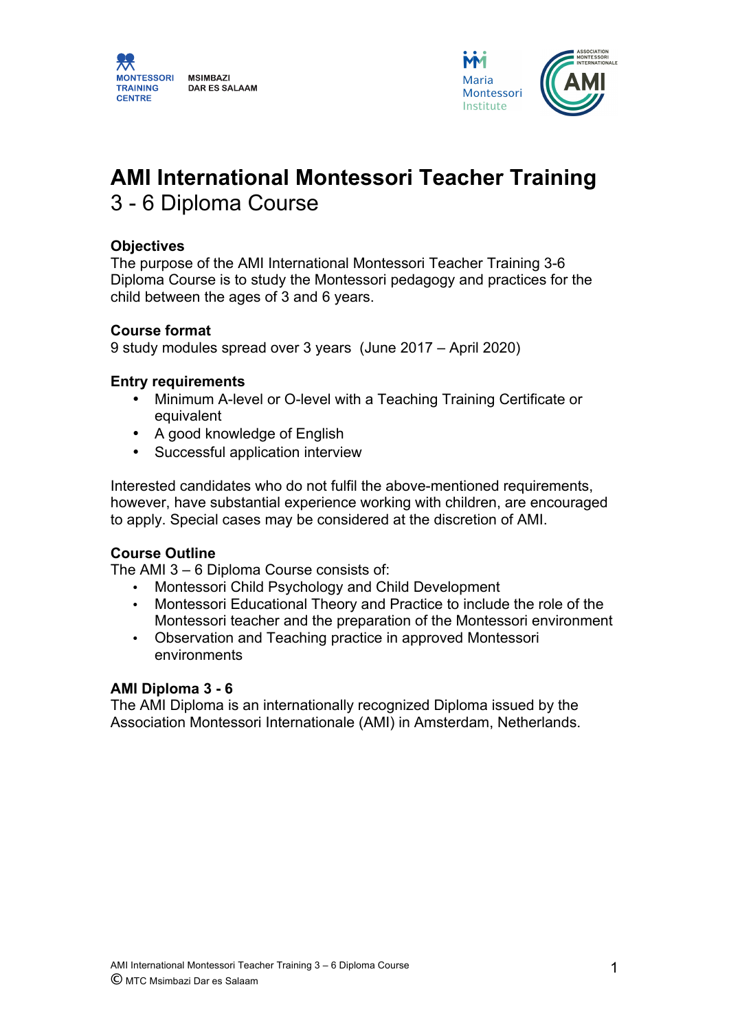MONTESSORI TRAINING CENTRE MSIMBAZI DAR ES SALAAM

Maria Montessori Institute

ASSOCIATION MONTESSORI INTERNATIONALE AMI

# AMI International Montessori Teacher Training

## 3 - 6 Diploma Course

### Objectives

The purpose of the AMI International Montessori Teacher Training 3-6 Diploma Course is to study the Montessori pedagogy and practices for the child between the ages of 3 and 6 years.

### Course format

9 study modules spread over 3 years (June 2017 – April 2020)

### Entry requirements

- Minimum A-level or O-level with a Teaching Training Certificate or equivalent
- A good knowledge of English
- Successful application interview

Interested candidates who do not fulfil the above-mentioned requirements, however, have substantial experience working with children, are encouraged to apply. Special cases may be considered at the discretion of AMI.

### Course Outline

The AMI 3 – 6 Diploma Course consists of:

- Montessori Child Psychology and Child Development
- Montessori Educational Theory and Practice to include the role of the Montessori teacher and the preparation of the Montessori environment
- Observation and Teaching practice in approved Montessori environments

### AMI Diploma 3 - 6

The AMI Diploma is an internationally recognized Diploma issued by the Association Montessori Internationale (AMI) in Amsterdam, Netherlands.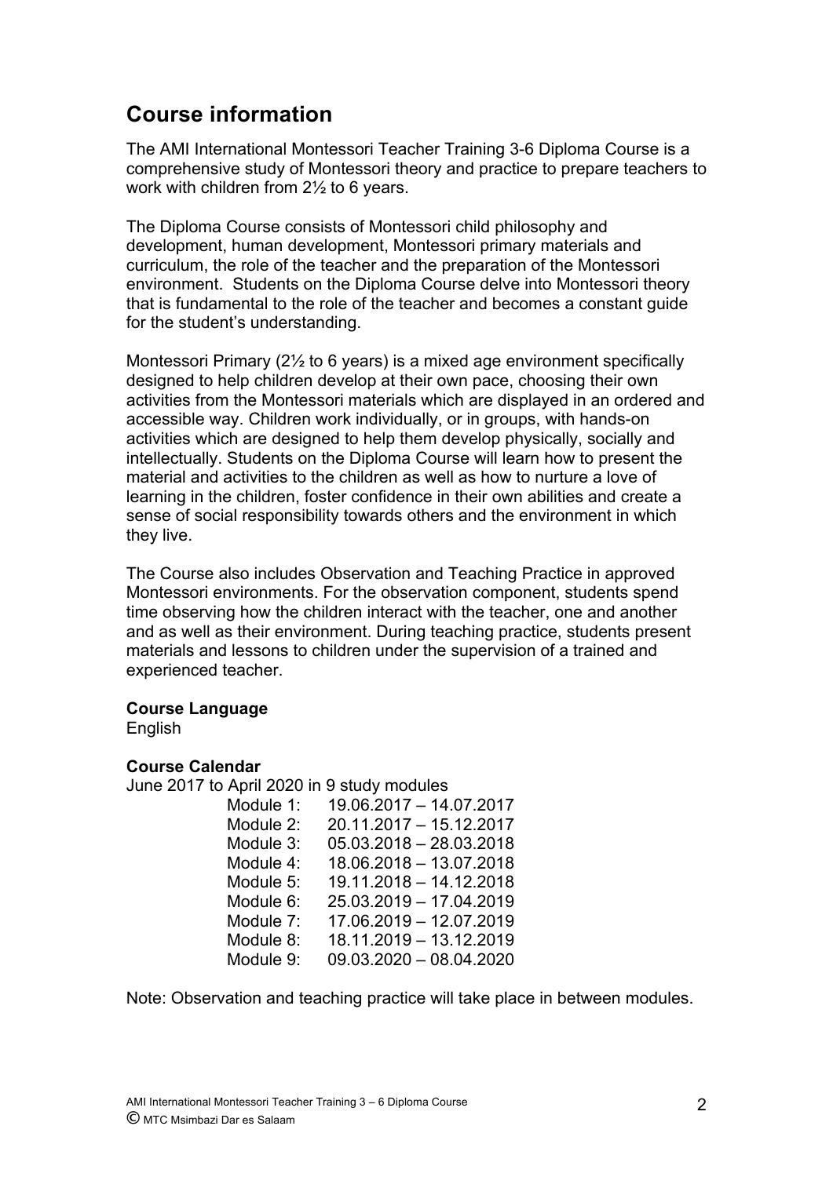## Course information

The AMI International Montessori Teacher Training 3-6 Diploma Course is a comprehensive study of Montessori theory and practice to prepare teachers to work with children from 2½ to 6 years.

The Diploma Course consists of Montessori child philosophy and development, human development, Montessori primary materials and curriculum, the role of the teacher and the preparation of the Montessori environment. Students on the Diploma Course delve into Montessori theory that is fundamental to the role of the teacher and becomes a constant guide for the student's understanding.

Montessori Primary (2½ to 6 years) is a mixed age environment specifically designed to help children develop at their own pace, choosing their own activities from the Montessori materials which are displayed in an ordered and accessible way. Children work individually, or in groups, with hands-on activities which are designed to help them develop physically, socially and intellectually. Students on the Diploma Course will learn how to present the material and activities to the children as well as how to nurture a love of learning in the children, foster confidence in their own abilities and create a sense of social responsibility towards others and the environment in which they live.

The Course also includes Observation and Teaching Practice in approved Montessori environments. For the observation component, students spend time observing how the children interact with the teacher, one and another and as well as their environment. During teaching practice, students present materials and lessons to children under the supervision of a trained and experienced teacher.

**Course Language**
English

**Course Calendar**
June 2017 to April 2020 in 9 study modules

| | |
|---|---|
| Module 1: | 19.06.2017 – 14.07.2017 |
| Module 2: | 20.11.2017 – 15.12.2017 |
| Module 3: | 05.03.2018 – 28.03.2018 |
| Module 4: | 18.06.2018 – 13.07.2018 |
| Module 5: | 19.11.2018 – 14.12.2018 |
| Module 6: | 25.03.2019 – 17.04.2019 |
| Module 7: | 17.06.2019 – 12.07.2019 |
| Module 8: | 18.11.2019 – 13.12.2019 |
| Module 9: | 09.03.2020 – 08.04.2020 |

Note: Observation and teaching practice will take place in between modules.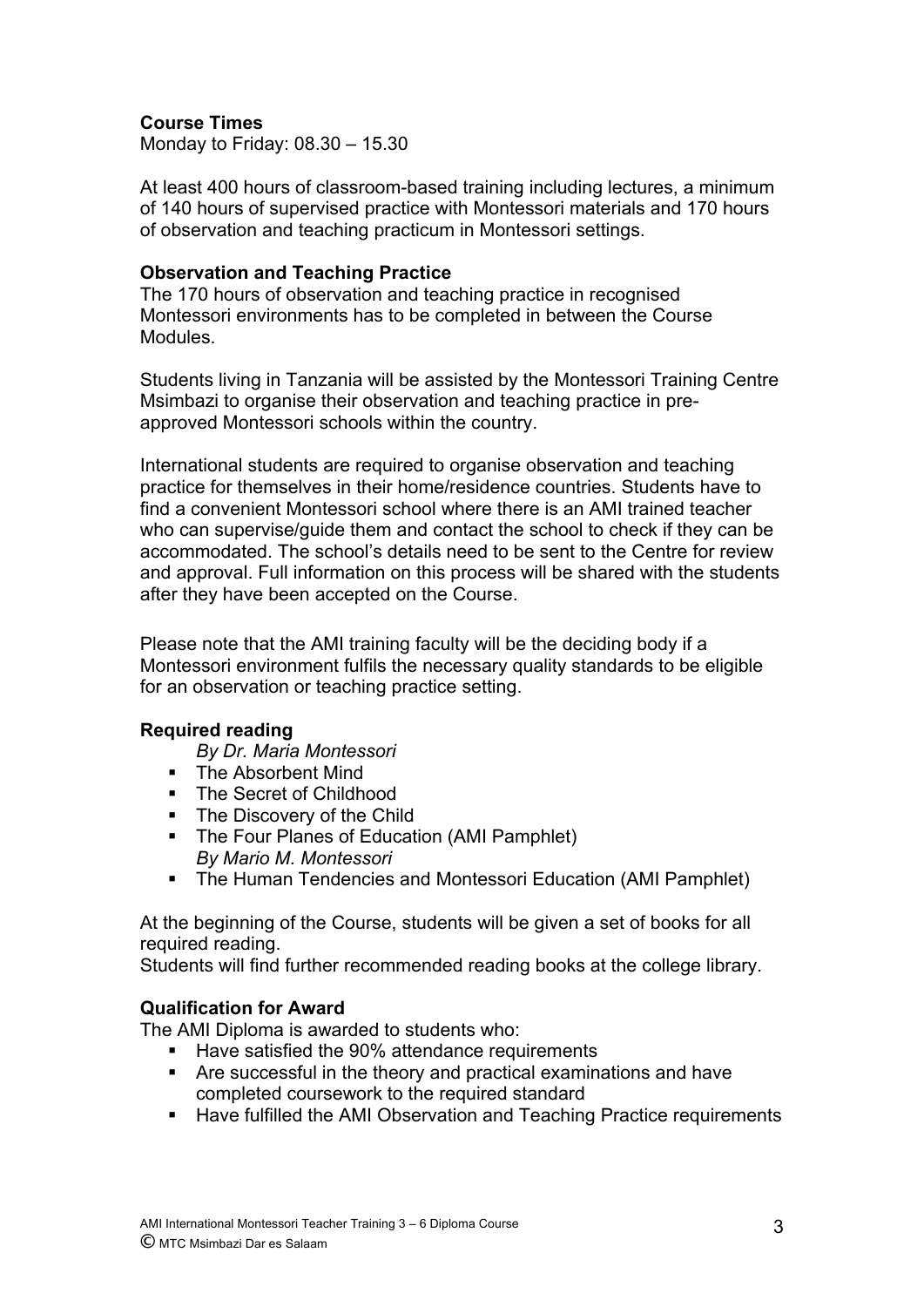**Course Times**
Monday to Friday: 08.30 – 15.30

At least 400 hours of classroom-based training including lectures, a minimum of 140 hours of supervised practice with Montessori materials and 170 hours of observation and teaching practicum in Montessori settings.

**Observation and Teaching Practice**
The 170 hours of observation and teaching practice in recognised Montessori environments has to be completed in between the Course Modules.

Students living in Tanzania will be assisted by the Montessori Training Centre Msimbazi to organise their observation and teaching practice in pre-approved Montessori schools within the country.

International students are required to organise observation and teaching practice for themselves in their home/residence countries. Students have to find a convenient Montessori school where there is an AMI trained teacher who can supervise/guide them and contact the school to check if they can be accommodated. The school's details need to be sent to the Centre for review and approval. Full information on this process will be shared with the students after they have been accepted on the Course.

Please note that the AMI training faculty will be the deciding body if a Montessori environment fulfils the necessary quality standards to be eligible for an observation or teaching practice setting.

**Required reading**

*By Dr. Maria Montessori*

- The Absorbent Mind
- The Secret of Childhood
- The Discovery of the Child
- The Four Planes of Education (AMI Pamphlet)

*By Mario M. Montessori*

- The Human Tendencies and Montessori Education (AMI Pamphlet)

At the beginning of the Course, students will be given a set of books for all required reading.
Students will find further recommended reading books at the college library.

**Qualification for Award**
The AMI Diploma is awarded to students who:

- Have satisfied the 90% attendance requirements
- Are successful in the theory and practical examinations and have completed coursework to the required standard
- Have fulfilled the AMI Observation and Teaching Practice requirements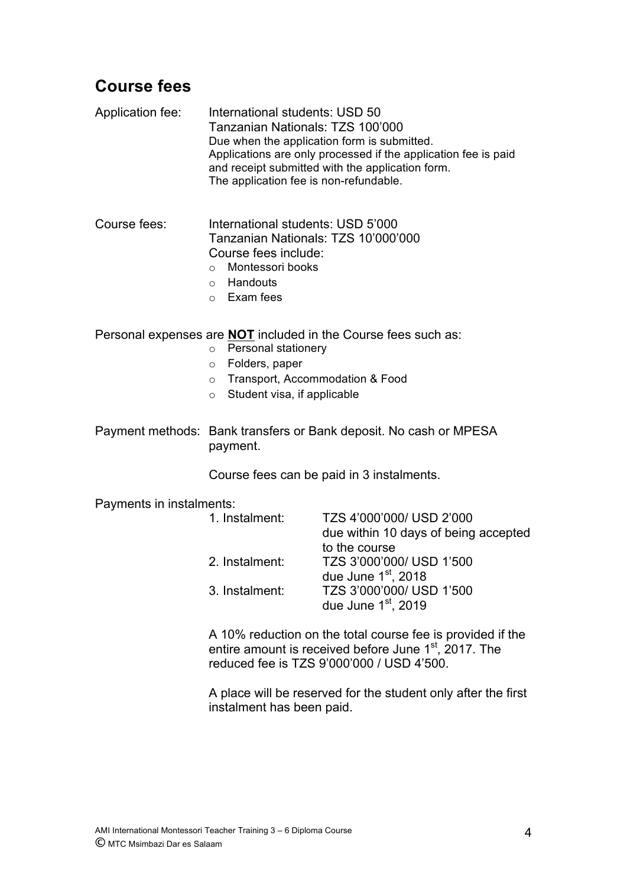## Course fees

**Application fee:**
International students: USD 50
Tanzanian Nationals: TZS 100'000
Due when the application form is submitted.
Applications are only processed if the application fee is paid and receipt submitted with the application form.
The application fee is non-refundable.

**Course fees:**
International students: USD 5'000
Tanzanian Nationals: TZS 10'000'000
Course fees include:

- Montessori books
- Handouts
- Exam fees

Personal expenses are **<u>NOT</u>** included in the Course fees such as:

- Personal stationery
- Folders, paper
- Transport, Accommodation & Food
- Student visa, if applicable

**Payment methods:** Bank transfers or Bank deposit. No cash or MPESA payment.

Course fees can be paid in 3 instalments.

**Payments in instalments:**

| | |
|---|---|
| 1. Instalment: | TZS 4'000'000/ USD 2'000 due within 10 days of being accepted to the course |
| 2. Instalment: | TZS 3'000'000/ USD 1'500 due June 1st, 2018 |
| 3. Instalment: | TZS 3'000'000/ USD 1'500 due June 1st, 2019 |

A 10% reduction on the total course fee is provided if the entire amount is received before June 1st, 2017. The reduced fee is TZS 9'000'000 / USD 4'500.

A place will be reserved for the student only after the first instalment has been paid.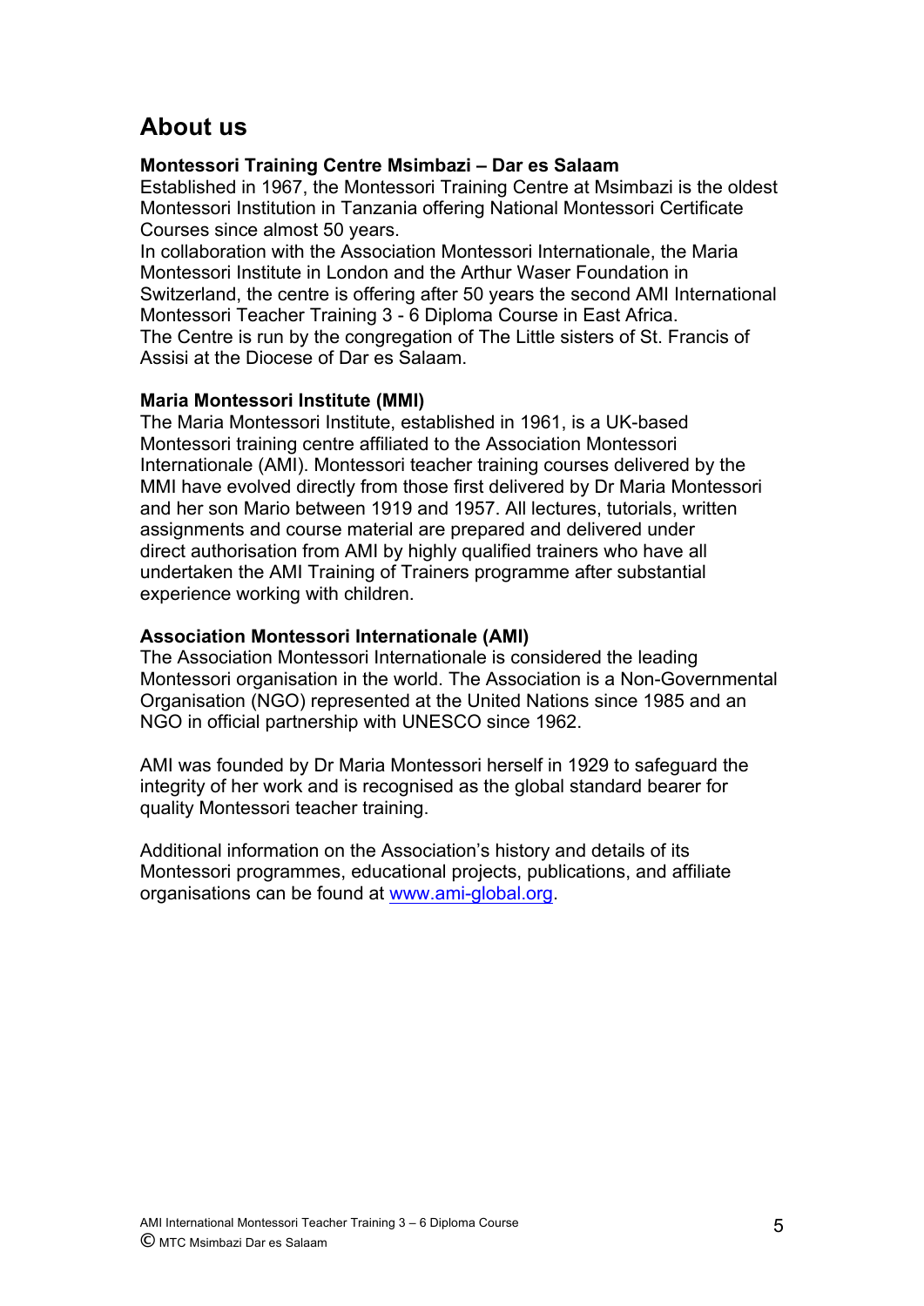## About us

**Montessori Training Centre Msimbazi – Dar es Salaam**

Established in 1967, the Montessori Training Centre at Msimbazi is the oldest Montessori Institution in Tanzania offering National Montessori Certificate Courses since almost 50 years.

In collaboration with the Association Montessori Internationale, the Maria Montessori Institute in London and the Arthur Waser Foundation in Switzerland, the centre is offering after 50 years the second AMI International Montessori Teacher Training 3 - 6 Diploma Course in East Africa.

The Centre is run by the congregation of The Little sisters of St. Francis of Assisi at the Diocese of Dar es Salaam.

**Maria Montessori Institute (MMI)**

The Maria Montessori Institute, established in 1961, is a UK-based Montessori training centre affiliated to the Association Montessori Internationale (AMI). Montessori teacher training courses delivered by the MMI have evolved directly from those first delivered by Dr Maria Montessori and her son Mario between 1919 and 1957. All lectures, tutorials, written assignments and course material are prepared and delivered under direct authorisation from AMI by highly qualified trainers who have all undertaken the AMI Training of Trainers programme after substantial experience working with children.

**Association Montessori Internationale (AMI)**

The Association Montessori Internationale is considered the leading Montessori organisation in the world. The Association is a Non-Governmental Organisation (NGO) represented at the United Nations since 1985 and an NGO in official partnership with UNESCO since 1962.

AMI was founded by Dr Maria Montessori herself in 1929 to safeguard the integrity of her work and is recognised as the global standard bearer for quality Montessori teacher training.

Additional information on the Association's history and details of its Montessori programmes, educational projects, publications, and affiliate organisations can be found at www.ami-global.org.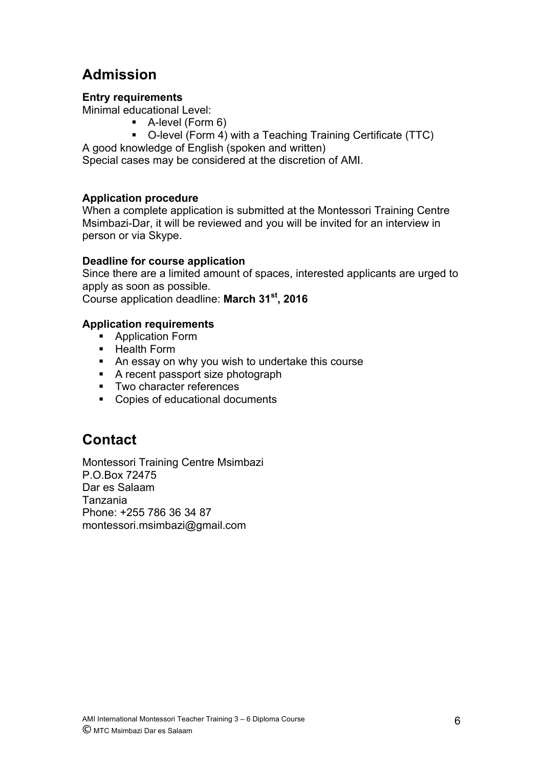## Admission

**Entry requirements**

Minimal educational Level:

- A-level (Form 6)
- O-level (Form 4) with a Teaching Training Certificate (TTC)

A good knowledge of English (spoken and written)

Special cases may be considered at the discretion of AMI.

**Application procedure**

When a complete application is submitted at the Montessori Training Centre Msimbazi-Dar, it will be reviewed and you will be invited for an interview in person or via Skype.

**Deadline for course application**

Since there are a limited amount of spaces, interested applicants are urged to apply as soon as possible.

Course application deadline: **March 31st, 2016**

**Application requirements**

- Application Form
- Health Form
- An essay on why you wish to undertake this course
- A recent passport size photograph
- Two character references
- Copies of educational documents

## Contact

Montessori Training Centre Msimbazi
P.O.Box 72475
Dar es Salaam
Tanzania
Phone: +255 786 36 34 87
montessori.msimbazi@gmail.com